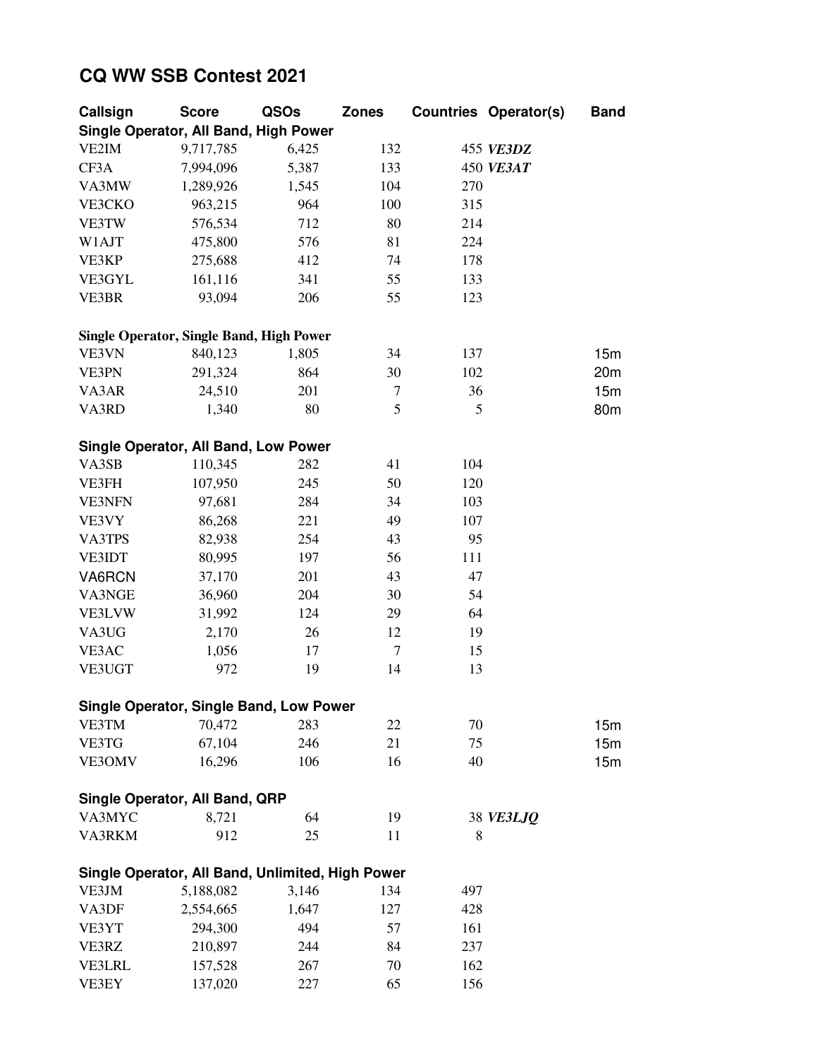# CQ WW SSB Contest 2021

| Callsign | Score | QSOs | Zones | Countries | Operator(s) | Band |
|---|---|---|---|---|---|---|
| **Single Operator, All Band, High Power** | | | | | | |
| VE2IM | 9,717,785 | 6,425 | 132 | 455 | ***VE3DZ*** | |
| CF3A | 7,994,096 | 5,387 | 133 | 450 | ***VE3AT*** | |
| VA3MW | 1,289,926 | 1,545 | 104 | 270 | | |
| VE3CKO | 963,215 | 964 | 100 | 315 | | |
| VE3TW | 576,534 | 712 | 80 | 214 | | |
| W1AJT | 475,800 | 576 | 81 | 224 | | |
| VE3KP | 275,688 | 412 | 74 | 178 | | |
| VE3GYL | 161,116 | 341 | 55 | 133 | | |
| VE3BR | 93,094 | 206 | 55 | 123 | | |
| **Single Operator, Single Band, High Power** | | | | | | |
| VE3VN | 840,123 | 1,805 | 34 | 137 | | 15m |
| VE3PN | 291,324 | 864 | 30 | 102 | | 20m |
| VA3AR | 24,510 | 201 | 7 | 36 | | 15m |
| VA3RD | 1,340 | 80 | 5 | 5 | | 80m |
| **Single Operator, All Band, Low Power** | | | | | | |
| VA3SB | 110,345 | 282 | 41 | 104 | | |
| VE3FH | 107,950 | 245 | 50 | 120 | | |
| VE3NFN | 97,681 | 284 | 34 | 103 | | |
| VE3VY | 86,268 | 221 | 49 | 107 | | |
| VA3TPS | 82,938 | 254 | 43 | 95 | | |
| VE3IDT | 80,995 | 197 | 56 | 111 | | |
| VA6RCN | 37,170 | 201 | 43 | 47 | | |
| VA3NGE | 36,960 | 204 | 30 | 54 | | |
| VE3LVW | 31,992 | 124 | 29 | 64 | | |
| VA3UG | 2,170 | 26 | 12 | 19 | | |
| VE3AC | 1,056 | 17 | 7 | 15 | | |
| VE3UGT | 972 | 19 | 14 | 13 | | |
| **Single Operator, Single Band, Low Power** | | | | | | |
| VE3TM | 70,472 | 283 | 22 | 70 | | 15m |
| VE3TG | 67,104 | 246 | 21 | 75 | | 15m |
| VE3OMV | 16,296 | 106 | 16 | 40 | | 15m |
| **Single Operator, All Band, QRP** | | | | | | |
| VA3MYC | 8,721 | 64 | 19 | 38 | ***VE3LJQ*** | |
| VA3RKM | 912 | 25 | 11 | 8 | | |
| **Single Operator, All Band, Unlimited, High Power** | | | | | | |
| VE3JM | 5,188,082 | 3,146 | 134 | 497 | | |
| VA3DF | 2,554,665 | 1,647 | 127 | 428 | | |
| VE3YT | 294,300 | 494 | 57 | 161 | | |
| VE3RZ | 210,897 | 244 | 84 | 237 | | |
| VE3LRL | 157,528 | 267 | 70 | 162 | | |
| VE3EY | 137,020 | 227 | 65 | 156 | | |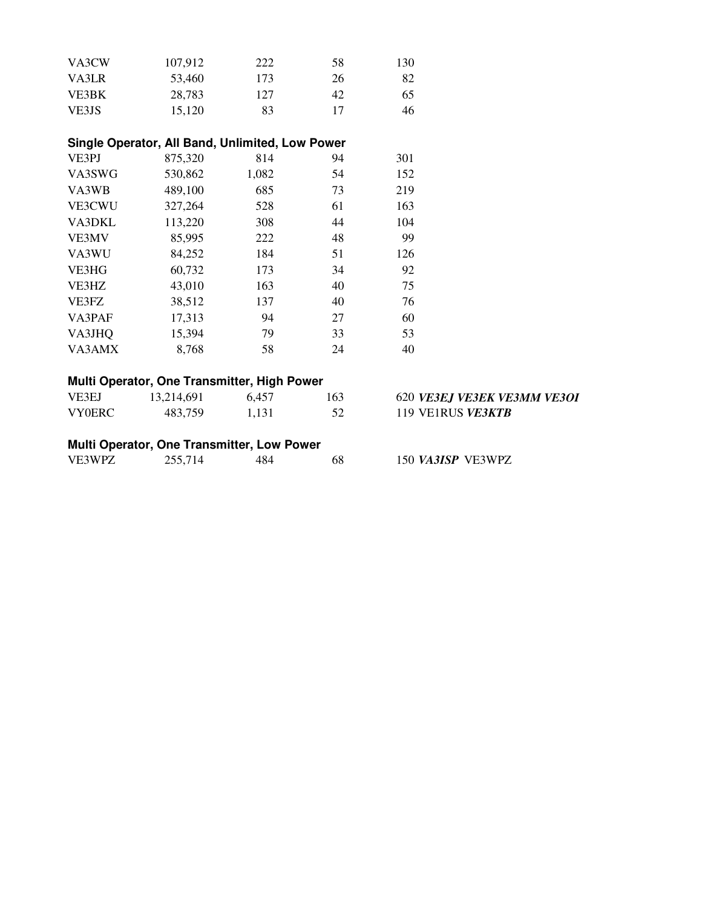| | | | | |
|---|---|---|---|---|
| VA3CW | 107,912 | 222 | 58 | 130 |
| VA3LR | 53,460 | 173 | 26 | 82 |
| VE3BK | 28,783 | 127 | 42 | 65 |
| VE3JS | 15,120 | 83 | 17 | 46 |

### Single Operator, All Band, Unlimited, Low Power

| | | | | |
|---|---|---|---|---|
| VE3PJ | 875,320 | 814 | 94 | 301 |
| VA3SWG | 530,862 | 1,082 | 54 | 152 |
| VA3WB | 489,100 | 685 | 73 | 219 |
| VE3CWU | 327,264 | 528 | 61 | 163 |
| VA3DKL | 113,220 | 308 | 44 | 104 |
| VE3MV | 85,995 | 222 | 48 | 99 |
| VA3WU | 84,252 | 184 | 51 | 126 |
| VE3HG | 60,732 | 173 | 34 | 92 |
| VE3HZ | 43,010 | 163 | 40 | 75 |
| VE3FZ | 38,512 | 137 | 40 | 76 |
| VA3PAF | 17,313 | 94 | 27 | 60 |
| VA3JHQ | 15,394 | 79 | 33 | 53 |
| VA3AMX | 8,768 | 58 | 24 | 40 |

### Multi Operator, One Transmitter, High Power

| | | | | | |
|---|---|---|---|---|---|
| VE3EJ | 13,214,691 | 6,457 | 163 | 620 | ***VE3EJ VE3EK VE3MM VE3OI*** |
| VY0ERC | 483,759 | 1,131 | 52 | 119 | VE1RUS ***VE3KTB*** |

### Multi Operator, One Transmitter, Low Power

| | | | | | |
|---|---|---|---|---|---|
| VE3WPZ | 255,714 | 484 | 68 | 150 | ***VA3ISP*** VE3WPZ |